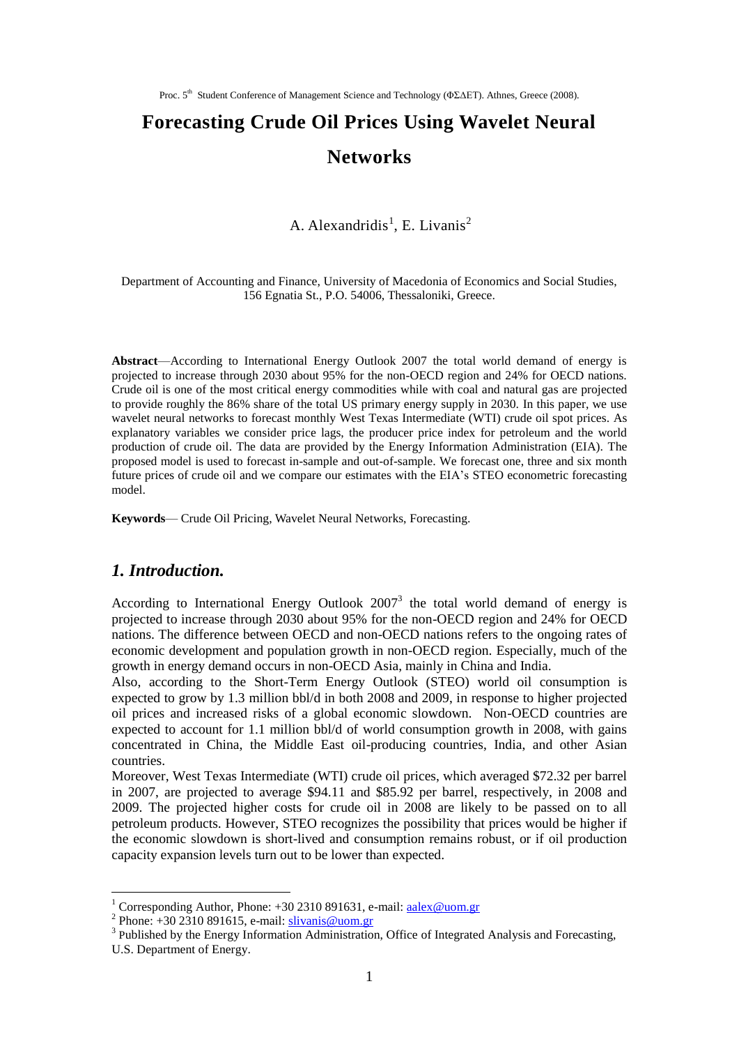Proc. 5th Student Conference of Management Science and Technology (ΦΣΔΕΤ). Athnes, Greece (2008).

# Forecasting Crude Oil Prices Using Wavelet Neural Networks

A. Alexandridis[1], E. Livanis[2]

Department of Accounting and Finance, University of Macedonia of Economics and Social Studies, 156 Egnatia St., P.O. 54006, Thessaloniki, Greece.

**Abstract**—According to International Energy Outlook 2007 the total world demand of energy is projected to increase through 2030 about 95% for the non-OECD region and 24% for OECD nations. Crude oil is one of the most critical energy commodities while with coal and natural gas are projected to provide roughly the 86% share of the total US primary energy supply in 2030. In this paper, we use wavelet neural networks to forecast monthly West Texas Intermediate (WTI) crude oil spot prices. As explanatory variables we consider price lags, the producer price index for petroleum and the world production of crude oil. The data are provided by the Energy Information Administration (EIA). The proposed model is used to forecast in-sample and out-of-sample. We forecast one, three and six month future prices of crude oil and we compare our estimates with the EIA's STEO econometric forecasting model.

**Keywords**— Crude Oil Pricing, Wavelet Neural Networks, Forecasting.

## *1. Introduction.*

According to International Energy Outlook 2007[3] the total world demand of energy is projected to increase through 2030 about 95% for the non-OECD region and 24% for OECD nations. The difference between OECD and non-OECD nations refers to the ongoing rates of economic development and population growth in non-OECD region. Especially, much of the growth in energy demand occurs in non-OECD Asia, mainly in China and India.

Also, according to the Short-Term Energy Outlook (STEO) world oil consumption is expected to grow by 1.3 million bbl/d in both 2008 and 2009, in response to higher projected oil prices and increased risks of a global economic slowdown. Non-OECD countries are expected to account for 1.1 million bbl/d of world consumption growth in 2008, with gains concentrated in China, the Middle East oil-producing countries, India, and other Asian countries.

Moreover, West Texas Intermediate (WTI) crude oil prices, which averaged $72.32 per barrel in 2007, are projected to average $94.11 and $85.92 per barrel, respectively, in 2008 and 2009. The projected higher costs for crude oil in 2008 are likely to be passed on to all petroleum products. However, STEO recognizes the possibility that prices would be higher if the economic slowdown is short-lived and consumption remains robust, or if oil production capacity expansion levels turn out to be lower than expected.

---

[1] Corresponding Author, Phone: +30 2310 891631, e-mail: aalex@uom.gr

[2] Phone: +30 2310 891615, e-mail: slivanis@uom.gr

[3] Published by the Energy Information Administration, Office of Integrated Analysis and Forecasting, U.S. Department of Energy.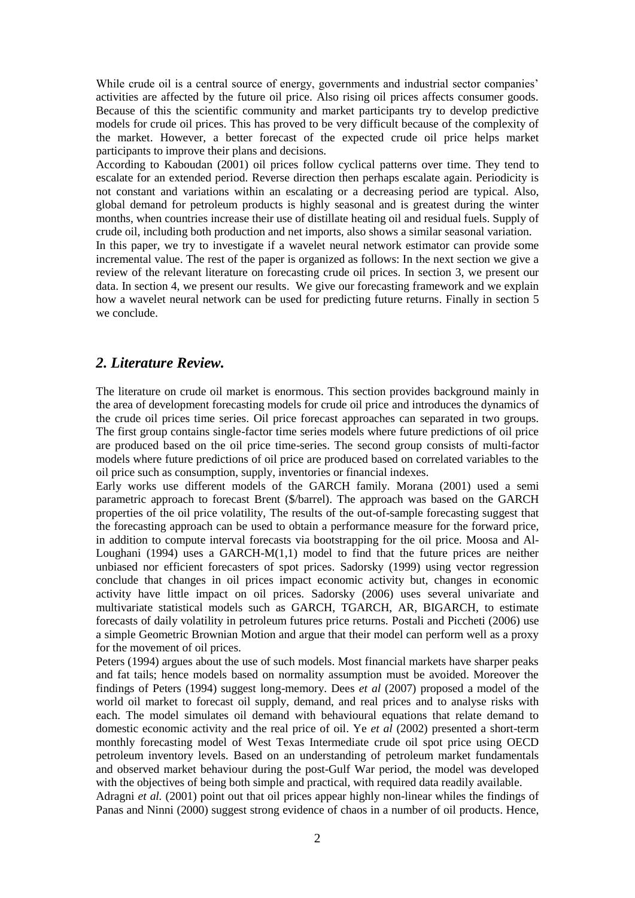While crude oil is a central source of energy, governments and industrial sector companies' activities are affected by the future oil price. Also rising oil prices affects consumer goods. Because of this the scientific community and market participants try to develop predictive models for crude oil prices. This has proved to be very difficult because of the complexity of the market. However, a better forecast of the expected crude oil price helps market participants to improve their plans and decisions.

According to Kaboudan (2001) oil prices follow cyclical patterns over time. They tend to escalate for an extended period. Reverse direction then perhaps escalate again. Periodicity is not constant and variations within an escalating or a decreasing period are typical. Also, global demand for petroleum products is highly seasonal and is greatest during the winter months, when countries increase their use of distillate heating oil and residual fuels. Supply of crude oil, including both production and net imports, also shows a similar seasonal variation.

In this paper, we try to investigate if a wavelet neural network estimator can provide some incremental value. The rest of the paper is organized as follows: In the next section we give a review of the relevant literature on forecasting crude oil prices. In section 3, we present our data. In section 4, we present our results. We give our forecasting framework and we explain how a wavelet neural network can be used for predicting future returns. Finally in section 5 we conclude.

## *2. Literature Review.*

The literature on crude oil market is enormous. This section provides background mainly in the area of development forecasting models for crude oil price and introduces the dynamics of the crude oil prices time series. Oil price forecast approaches can separated in two groups. The first group contains single-factor time series models where future predictions of oil price are produced based on the oil price time-series. The second group consists of multi-factor models where future predictions of oil price are produced based on correlated variables to the oil price such as consumption, supply, inventories or financial indexes.

Early works use different models of the GARCH family. Morana (2001) used a semi parametric approach to forecast Brent (\$/barrel). The approach was based on the GARCH properties of the oil price volatility, The results of the out-of-sample forecasting suggest that the forecasting approach can be used to obtain a performance measure for the forward price, in addition to compute interval forecasts via bootstrapping for the oil price. Moosa and Al-Loughani (1994) uses a GARCH-M(1,1) model to find that the future prices are neither unbiased nor efficient forecasters of spot prices. Sadorsky (1999) using vector regression conclude that changes in oil prices impact economic activity but, changes in economic activity have little impact on oil prices. Sadorsky (2006) uses several univariate and multivariate statistical models such as GARCH, TGARCH, AR, BIGARCH, to estimate forecasts of daily volatility in petroleum futures price returns. Postali and Piccheti (2006) use a simple Geometric Brownian Motion and argue that their model can perform well as a proxy for the movement of oil prices.

Peters (1994) argues about the use of such models. Most financial markets have sharper peaks and fat tails; hence models based on normality assumption must be avoided. Moreover the findings of Peters (1994) suggest long-memory. Dees *et al* (2007) proposed a model of the world oil market to forecast oil supply, demand, and real prices and to analyse risks with each. The model simulates oil demand with behavioural equations that relate demand to domestic economic activity and the real price of oil. Ye *et al* (2002) presented a short-term monthly forecasting model of West Texas Intermediate crude oil spot price using OECD petroleum inventory levels. Based on an understanding of petroleum market fundamentals and observed market behaviour during the post-Gulf War period, the model was developed with the objectives of being both simple and practical, with required data readily available.

Adragni *et al.* (2001) point out that oil prices appear highly non-linear whiles the findings of Panas and Ninni (2000) suggest strong evidence of chaos in a number of oil products. Hence,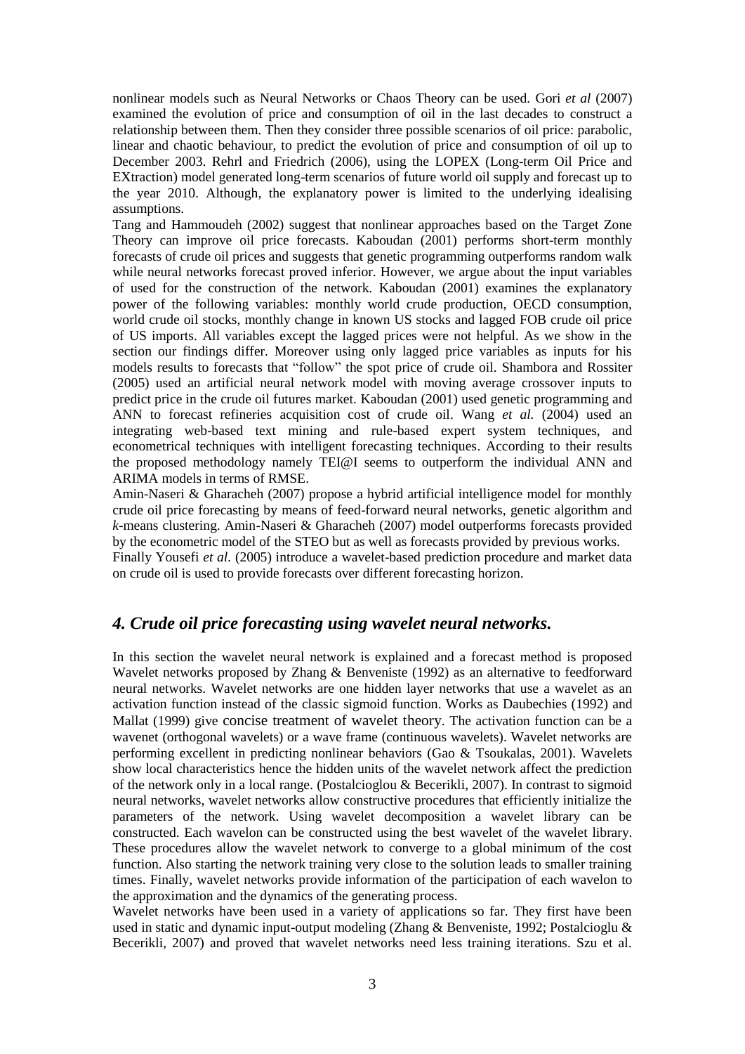nonlinear models such as Neural Networks or Chaos Theory can be used. Gori *et al* (2007) examined the evolution of price and consumption of oil in the last decades to construct a relationship between them. Then they consider three possible scenarios of oil price: parabolic, linear and chaotic behaviour, to predict the evolution of price and consumption of oil up to December 2003. Rehrl and Friedrich (2006), using the LOPEX (Long-term Oil Price and EXtraction) model generated long-term scenarios of future world oil supply and forecast up to the year 2010. Although, the explanatory power is limited to the underlying idealising assumptions.

Tang and Hammoudeh (2002) suggest that nonlinear approaches based on the Target Zone Theory can improve oil price forecasts. Kaboudan (2001) performs short-term monthly forecasts of crude oil prices and suggests that genetic programming outperforms random walk while neural networks forecast proved inferior. However, we argue about the input variables of used for the construction of the network. Kaboudan (2001) examines the explanatory power of the following variables: monthly world crude production, OECD consumption, world crude oil stocks, monthly change in known US stocks and lagged FOB crude oil price of US imports. All variables except the lagged prices were not helpful. As we show in the section our findings differ. Moreover using only lagged price variables as inputs for his models results to forecasts that "follow" the spot price of crude oil. Shambora and Rossiter (2005) used an artificial neural network model with moving average crossover inputs to predict price in the crude oil futures market. Kaboudan (2001) used genetic programming and ANN to forecast refineries acquisition cost of crude oil. Wang *et al.* (2004) used an integrating web-based text mining and rule-based expert system techniques, and econometrical techniques with intelligent forecasting techniques. According to their results the proposed methodology namely TEI@I seems to outperform the individual ANN and ARIMA models in terms of RMSE.

Amin-Naseri & Gharacheh (2007) propose a hybrid artificial intelligence model for monthly crude oil price forecasting by means of feed-forward neural networks, genetic algorithm and *k*-means clustering. Amin-Naseri & Gharacheh (2007) model outperforms forecasts provided by the econometric model of the STEO but as well as forecasts provided by previous works.

Finally Yousefi *et al.* (2005) introduce a wavelet-based prediction procedure and market data on crude oil is used to provide forecasts over different forecasting horizon.

## *4. Crude oil price forecasting using wavelet neural networks.*

In this section the wavelet neural network is explained and a forecast method is proposed Wavelet networks proposed by Zhang & Benveniste (1992) as an alternative to feedforward neural networks. Wavelet networks are one hidden layer networks that use a wavelet as an activation function instead of the classic sigmoid function. Works as Daubechies (1992) and Mallat (1999) give concise treatment of wavelet theory. The activation function can be a wavenet (orthogonal wavelets) or a wave frame (continuous wavelets). Wavelet networks are performing excellent in predicting nonlinear behaviors (Gao & Tsoukalas, 2001). Wavelets show local characteristics hence the hidden units of the wavelet network affect the prediction of the network only in a local range. (Postalcioglou & Becerikli, 2007). In contrast to sigmoid neural networks, wavelet networks allow constructive procedures that efficiently initialize the parameters of the network. Using wavelet decomposition a wavelet library can be constructed. Each wavelon can be constructed using the best wavelet of the wavelet library. These procedures allow the wavelet network to converge to a global minimum of the cost function. Also starting the network training very close to the solution leads to smaller training times. Finally, wavelet networks provide information of the participation of each wavelon to the approximation and the dynamics of the generating process.

Wavelet networks have been used in a variety of applications so far. They first have been used in static and dynamic input-output modeling (Zhang & Benveniste, 1992; Postalcioglu & Becerikli, 2007) and proved that wavelet networks need less training iterations. Szu et al.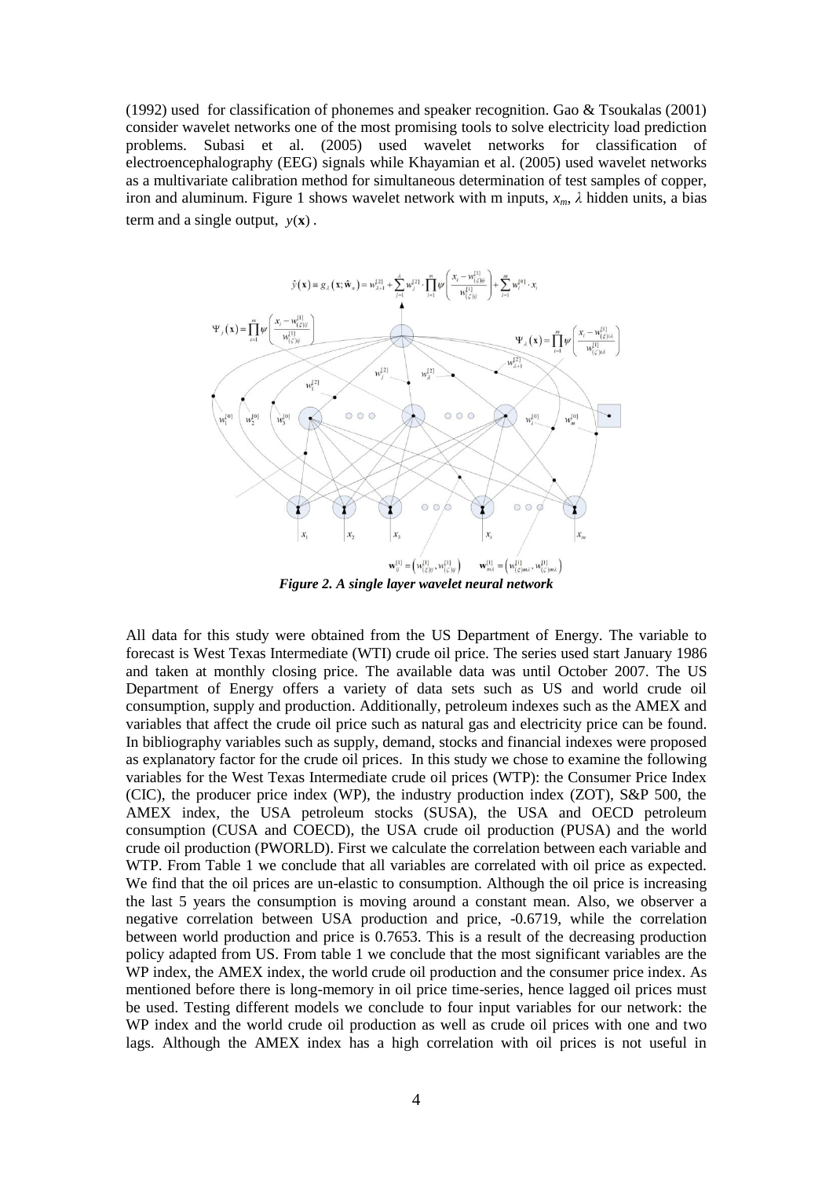(1992) used for classification of phonemes and speaker recognition. Gao & Tsoukalas (2001) consider wavelet networks one of the most promising tools to solve electricity load prediction problems. Subasi et al. (2005) used wavelet networks for classification of electroencephalography (EEG) signals while Khayamian et al. (2005) used wavelet networks as a multivariate calibration method for simultaneous determination of test samples of copper, iron and aluminum. Figure 1 shows wavelet network with m inputs, $x_m$, $\lambda$ hidden units, a bias term and a single output, $y(\mathbf{x})$.

$$\hat{y}(\mathbf{x}) = g_{\lambda}(\mathbf{x};\hat{\mathbf{w}}_n) = w_{\lambda+1}^{[2]} + \sum_{j=1}^{\lambda} w_j^{[2]} \cdot \prod_{i=1}^{m} \psi\left(\frac{x_i - w_{(\xi)ij}^{[1]}}{w_{(\zeta)ij}^{[1]}}\right) + \sum_{i=1}^{m} w_i^{[0]} \cdot x_i$$

$$\Psi_j(\mathbf{x}) = \prod_{i=1}^{m} \psi\left(\frac{x_i - w_{(\xi)ij}^{[1]}}{w_{(\zeta)ij}^{[1]}}\right) \qquad \Psi_{\lambda}(\mathbf{x}) = \prod_{i=1}^{m} \psi\left(\frac{x_i - w_{(\xi)i\lambda}^{[1]}}{w_{(\zeta)i\lambda}^{[1]}}\right)$$

$$\mathbf{w}_{ij}^{[1]} = \left(w_{(\xi)ij}^{[1]}, w_{(\zeta)ij}^{[1]}\right) \qquad \mathbf{w}_{m\lambda}^{[1]} = \left(w_{(\xi)m\lambda}^{[1]}, w_{(\zeta)m\lambda}^{[1]}\right)$$

*Figure 2. A single layer wavelet neural network*

All data for this study were obtained from the US Department of Energy. The variable to forecast is West Texas Intermediate (WTI) crude oil price. The series used start January 1986 and taken at monthly closing price. The available data was until October 2007. The US Department of Energy offers a variety of data sets such as US and world crude oil consumption, supply and production. Additionally, petroleum indexes such as the AMEX and variables that affect the crude oil price such as natural gas and electricity price can be found. In bibliography variables such as supply, demand, stocks and financial indexes were proposed as explanatory factor for the crude oil prices. In this study we chose to examine the following variables for the West Texas Intermediate crude oil prices (WTP): the Consumer Price Index (CIC), the producer price index (WP), the industry production index (ZOT), S&P 500, the AMEX index, the USA petroleum stocks (SUSA), the USA and OECD petroleum consumption (CUSA and COECD), the USA crude oil production (PUSA) and the world crude oil production (PWORLD). First we calculate the correlation between each variable and WTP. From Table 1 we conclude that all variables are correlated with oil price as expected. We find that the oil prices are un-elastic to consumption. Although the oil price is increasing the last 5 years the consumption is moving around a constant mean. Also, we observer a negative correlation between USA production and price, -0.6719, while the correlation between world production and price is 0.7653. This is a result of the decreasing production policy adapted from US. From table 1 we conclude that the most significant variables are the WP index, the AMEX index, the world crude oil production and the consumer price index. As mentioned before there is long-memory in oil price time-series, hence lagged oil prices must be used. Testing different models we conclude to four input variables for our network: the WP index and the world crude oil production as well as crude oil prices with one and two lags. Although the AMEX index has a high correlation with oil prices is not useful in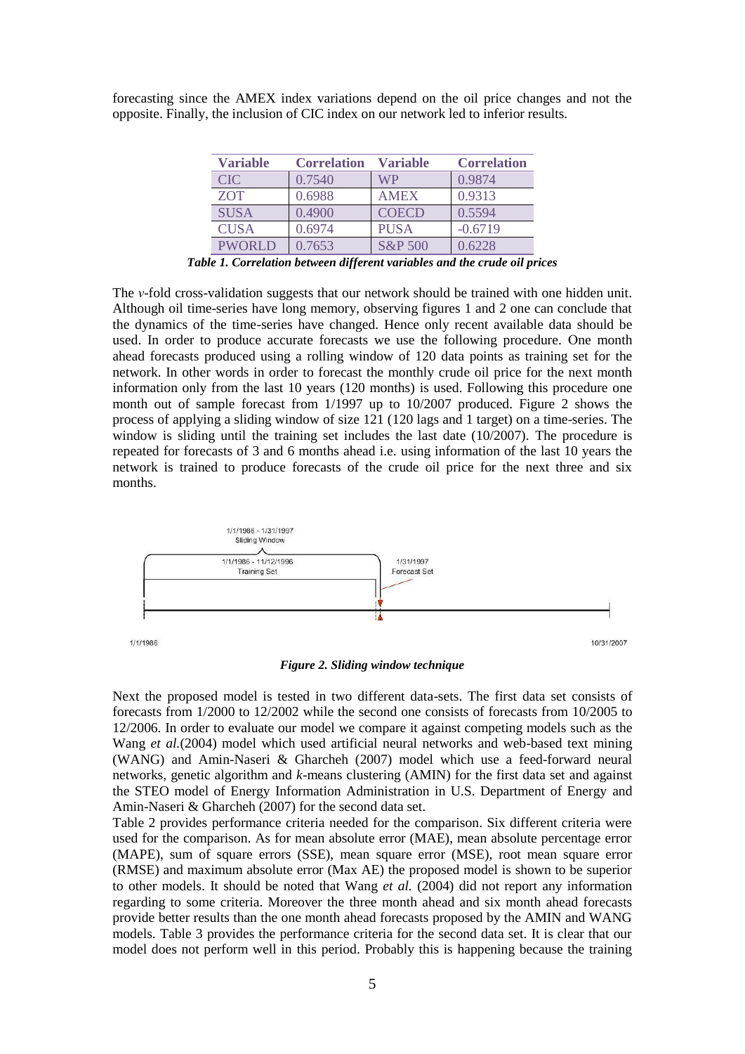forecasting since the AMEX index variations depend on the oil price changes and not the opposite. Finally, the inclusion of CIC index on our network led to inferior results.

| Variable | Correlation | Variable | Correlation |
|---|---|---|---|
| CIC | 0.7540 | WP | 0.9874 |
| ZOT | 0.6988 | AMEX | 0.9313 |
| SUSA | 0.4900 | COECD | 0.5594 |
| CUSA | 0.6974 | PUSA | -0.6719 |
| PWORLD | 0.7653 | S&P 500 | 0.6228 |

***Table 1. Correlation between different variables and the crude oil prices***

The *v*-fold cross-validation suggests that our network should be trained with one hidden unit. Although oil time-series have long memory, observing figures 1 and 2 one can conclude that the dynamics of the time-series have changed. Hence only recent available data should be used. In order to produce accurate forecasts we use the following procedure. One month ahead forecasts produced using a rolling window of 120 data points as training set for the network. In other words in order to forecast the monthly crude oil price for the next month information only from the last 10 years (120 months) is used. Following this procedure one month out of sample forecast from 1/1997 up to 10/2007 produced. Figure 2 shows the process of applying a sliding window of size 121 (120 lags and 1 target) on a time-series. The window is sliding until the training set includes the last date (10/2007). The procedure is repeated for forecasts of 3 and 6 months ahead i.e. using information of the last 10 years the network is trained to produce forecasts of the crude oil price for the next three and six months.

***Figure 2. Sliding window technique***

Next the proposed model is tested in two different data-sets. The first data set consists of forecasts from 1/2000 to 12/2002 while the second one consists of forecasts from 10/2005 to 12/2006. In order to evaluate our model we compare it against competing models such as the Wang *et al.*(2004) model which used artificial neural networks and web-based text mining (WANG) and Amin-Naseri & Gharcheh (2007) model which use a feed-forward neural networks, genetic algorithm and *k*-means clustering (AMIN) for the first data set and against the STEO model of Energy Information Administration in U.S. Department of Energy and Amin-Naseri & Gharcheh (2007) for the second data set.

Table 2 provides performance criteria needed for the comparison. Six different criteria were used for the comparison. As for mean absolute error (MAE), mean absolute percentage error (MAPE), sum of square errors (SSE), mean square error (MSE), root mean square error (RMSE) and maximum absolute error (Max AE) the proposed model is shown to be superior to other models. It should be noted that Wang *et al.* (2004) did not report any information regarding to some criteria. Moreover the three month ahead and six month ahead forecasts provide better results than the one month ahead forecasts proposed by the AMIN and WANG models. Table 3 provides the performance criteria for the second data set. It is clear that our model does not perform well in this period. Probably this is happening because the training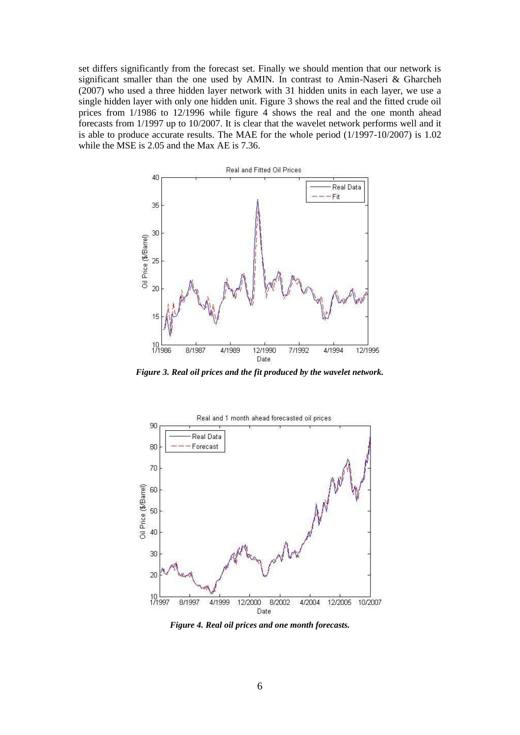set differs significantly from the forecast set. Finally we should mention that our network is significant smaller than the one used by AMIN. In contrast to Amin-Naseri & Gharcheh (2007) who used a three hidden layer network with 31 hidden units in each layer, we use a single hidden layer with only one hidden unit. Figure 3 shows the real and the fitted crude oil prices from 1/1986 to 12/1996 while figure 4 shows the real and the one month ahead forecasts from 1/1997 up to 10/2007. It is clear that the wavelet network performs well and it is able to produce accurate results. The MAE for the whole period (1/1997-10/2007) is 1.02 while the MSE is 2.05 and the Max AE is 7.36.

***Figure 3. Real oil prices and the fit produced by the wavelet network.***

***Figure 4. Real oil prices and one month forecasts.***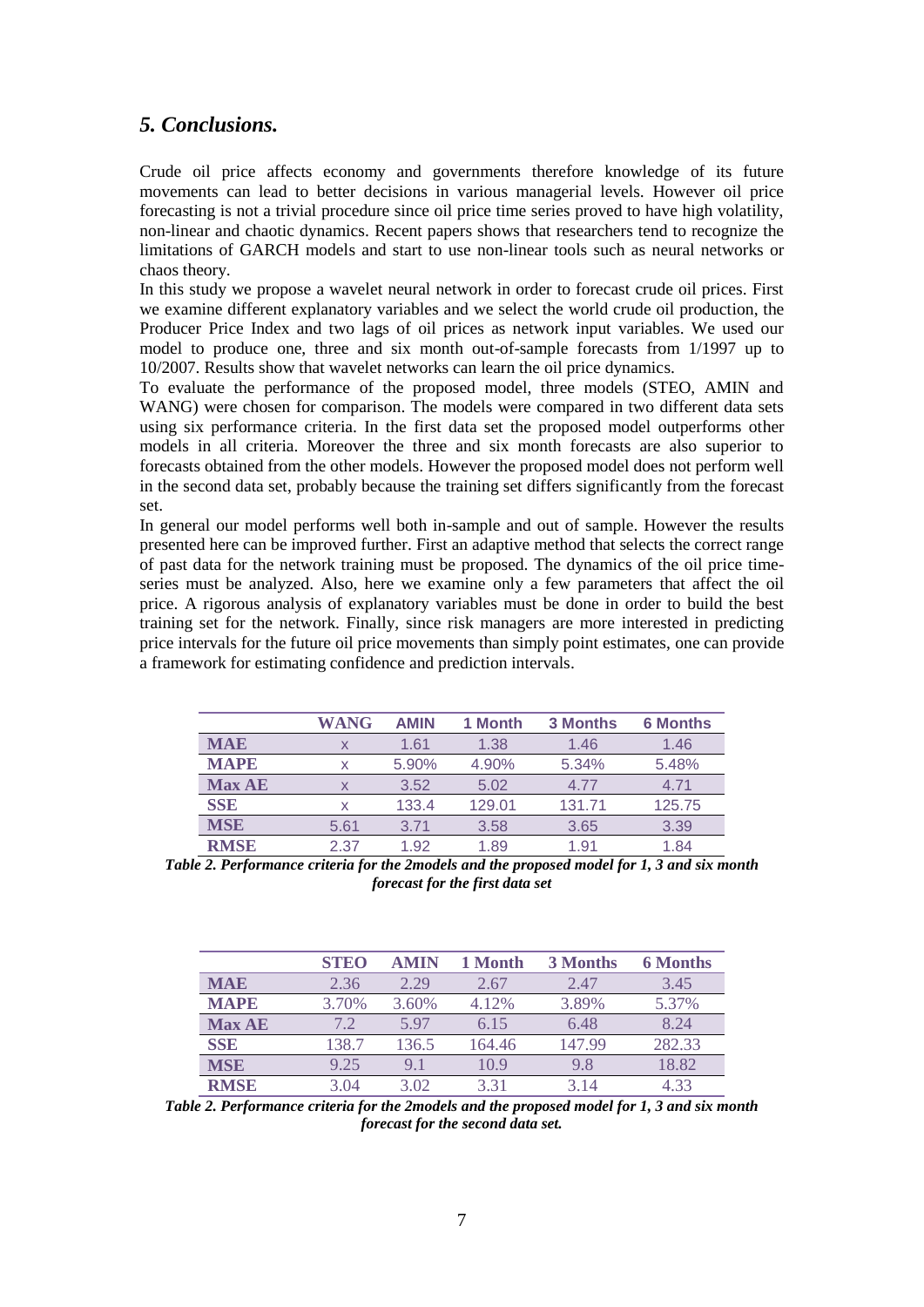## *5. Conclusions.*

Crude oil price affects economy and governments therefore knowledge of its future movements can lead to better decisions in various managerial levels. However oil price forecasting is not a trivial procedure since oil price time series proved to have high volatility, non-linear and chaotic dynamics. Recent papers shows that researchers tend to recognize the limitations of GARCH models and start to use non-linear tools such as neural networks or chaos theory.

In this study we propose a wavelet neural network in order to forecast crude oil prices. First we examine different explanatory variables and we select the world crude oil production, the Producer Price Index and two lags of oil prices as network input variables. We used our model to produce one, three and six month out-of-sample forecasts from 1/1997 up to 10/2007. Results show that wavelet networks can learn the oil price dynamics.

To evaluate the performance of the proposed model, three models (STEO, AMIN and WANG) were chosen for comparison. The models were compared in two different data sets using six performance criteria. In the first data set the proposed model outperforms other models in all criteria. Moreover the three and six month forecasts are also superior to forecasts obtained from the other models. However the proposed model does not perform well in the second data set, probably because the training set differs significantly from the forecast set.

In general our model performs well both in-sample and out of sample. However the results presented here can be improved further. First an adaptive method that selects the correct range of past data for the network training must be proposed. The dynamics of the oil price time-series must be analyzed. Also, here we examine only a few parameters that affect the oil price. A rigorous analysis of explanatory variables must be done in order to build the best training set for the network. Finally, since risk managers are more interested in predicting price intervals for the future oil price movements than simply point estimates, one can provide a framework for estimating confidence and prediction intervals.

| | WANG | AMIN | 1 Month | 3 Months | 6 Months |
|---|---|---|---|---|---|
| **MAE** | x | 1.61 | 1.38 | 1.46 | 1.46 |
| **MAPE** | x | 5.90% | 4.90% | 5.34% | 5.48% |
| **Max AE** | x | 3.52 | 5.02 | 4.77 | 4.71 |
| **SSE** | x | 133.4 | 129.01 | 131.71 | 125.75 |
| **MSE** | 5.61 | 3.71 | 3.58 | 3.65 | 3.39 |
| **RMSE** | 2.37 | 1.92 | 1.89 | 1.91 | 1.84 |

***Table 2. Performance criteria for the 2models and the proposed model for 1, 3 and six month forecast for the first data set***

| | STEO | AMIN | 1 Month | 3 Months | 6 Months |
|---|---|---|---|---|---|
| **MAE** | 2.36 | 2.29 | 2.67 | 2.47 | 3.45 |
| **MAPE** | 3.70% | 3.60% | 4.12% | 3.89% | 5.37% |
| **Max AE** | 7.2 | 5.97 | 6.15 | 6.48 | 8.24 |
| **SSE** | 138.7 | 136.5 | 164.46 | 147.99 | 282.33 |
| **MSE** | 9.25 | 9.1 | 10.9 | 9.8 | 18.82 |
| **RMSE** | 3.04 | 3.02 | 3.31 | 3.14 | 4.33 |

***Table 2. Performance criteria for the 2models and the proposed model for 1, 3 and six month forecast for the second data set.***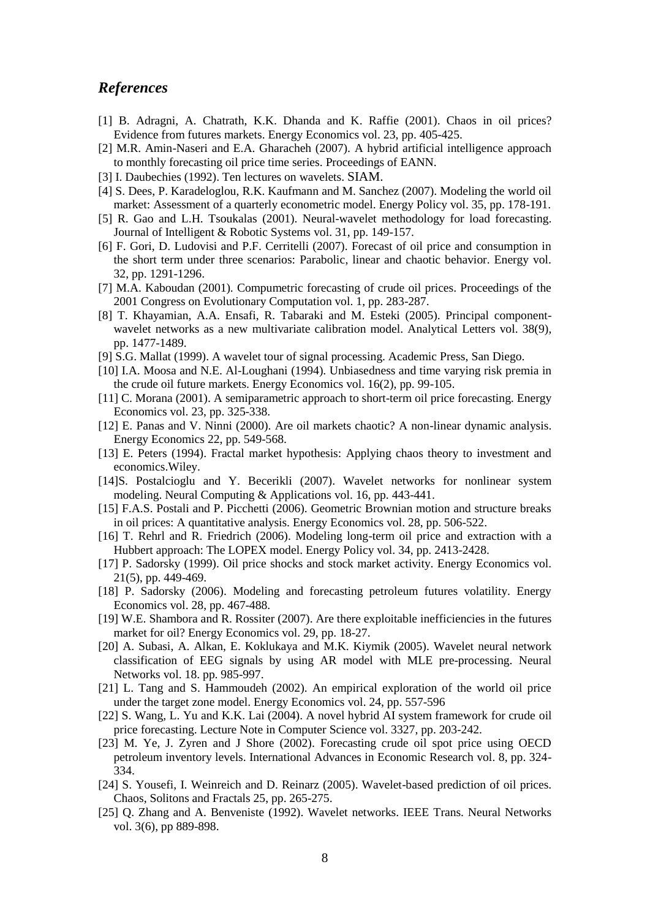## *References*

[1] B. Adragni, A. Chatrath, K.K. Dhanda and K. Raffie (2001). Chaos in oil prices? Evidence from futures markets. Energy Economics vol. 23, pp. 405-425.

[2] M.R. Amin-Naseri and E.A. Gharacheh (2007). A hybrid artificial intelligence approach to monthly forecasting oil price time series. Proceedings of EANN.

[3] I. Daubechies (1992). Ten lectures on wavelets. SIAM.

[4] S. Dees, P. Karadeloglou, R.K. Kaufmann and M. Sanchez (2007). Modeling the world oil market: Assessment of a quarterly econometric model. Energy Policy vol. 35, pp. 178-191.

[5] R. Gao and L.H. Tsoukalas (2001). Neural-wavelet methodology for load forecasting. Journal of Intelligent & Robotic Systems vol. 31, pp. 149-157.

[6] F. Gori, D. Ludovisi and P.F. Cerritelli (2007). Forecast of oil price and consumption in the short term under three scenarios: Parabolic, linear and chaotic behavior. Energy vol. 32, pp. 1291-1296.

[7] M.A. Kaboudan (2001). Compumetric forecasting of crude oil prices. Proceedings of the 2001 Congress on Evolutionary Computation vol. 1, pp. 283-287.

[8] T. Khayamian, A.A. Ensafi, R. Tabaraki and M. Esteki (2005). Principal component-wavelet networks as a new multivariate calibration model. Analytical Letters vol. 38(9), pp. 1477-1489.

[9] S.G. Mallat (1999). A wavelet tour of signal processing. Academic Press, San Diego.

[10] I.A. Moosa and N.E. Al-Loughani (1994). Unbiasedness and time varying risk premia in the crude oil future markets. Energy Economics vol. 16(2), pp. 99-105.

[11] C. Morana (2001). A semiparametric approach to short-term oil price forecasting. Energy Economics vol. 23, pp. 325-338.

[12] E. Panas and V. Ninni (2000). Are oil markets chaotic? A non-linear dynamic analysis. Energy Economics 22, pp. 549-568.

[13] E. Peters (1994). Fractal market hypothesis: Applying chaos theory to investment and economics.Wiley.

[14]S. Postalcioglu and Y. Becerikli (2007). Wavelet networks for nonlinear system modeling. Neural Computing & Applications vol. 16, pp. 443-441.

[15] F.A.S. Postali and P. Picchetti (2006). Geometric Brownian motion and structure breaks in oil prices: A quantitative analysis. Energy Economics vol. 28, pp. 506-522.

[16] T. Rehrl and R. Friedrich (2006). Modeling long-term oil price and extraction with a Hubbert approach: The LOPEX model. Energy Policy vol. 34, pp. 2413-2428.

[17] P. Sadorsky (1999). Oil price shocks and stock market activity. Energy Economics vol. 21(5), pp. 449-469.

[18] P. Sadorsky (2006). Modeling and forecasting petroleum futures volatility. Energy Economics vol. 28, pp. 467-488.

[19] W.E. Shambora and R. Rossiter (2007). Are there exploitable inefficiencies in the futures market for oil? Energy Economics vol. 29, pp. 18-27.

[20] A. Subasi, A. Alkan, E. Koklukaya and M.K. Kiymik (2005). Wavelet neural network classification of EEG signals by using AR model with MLE pre-processing. Neural Networks vol. 18. pp. 985-997.

[21] L. Tang and S. Hammoudeh (2002). An empirical exploration of the world oil price under the target zone model. Energy Economics vol. 24, pp. 557-596

[22] S. Wang, L. Yu and K.K. Lai (2004). A novel hybrid AI system framework for crude oil price forecasting. Lecture Note in Computer Science vol. 3327, pp. 203-242.

[23] M. Ye, J. Zyren and J Shore (2002). Forecasting crude oil spot price using OECD petroleum inventory levels. International Advances in Economic Research vol. 8, pp. 324-334.

[24] S. Yousefi, I. Weinreich and D. Reinarz (2005). Wavelet-based prediction of oil prices. Chaos, Solitons and Fractals 25, pp. 265-275.

[25] Q. Zhang and A. Benveniste (1992). Wavelet networks. IEEE Trans. Neural Networks vol. 3(6), pp 889-898.